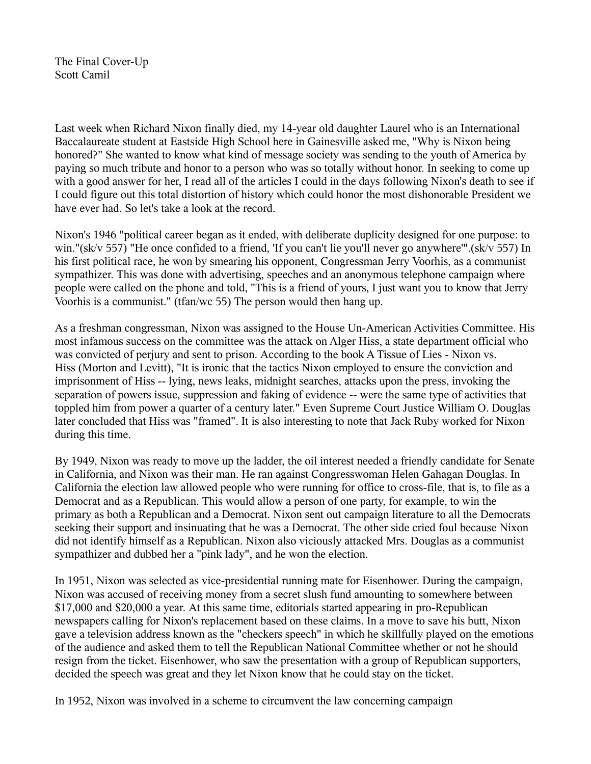The Final Cover-Up
Scott Camil

Last week when Richard Nixon finally died, my 14-year old daughter Laurel who is an International Baccalaureate student at Eastside High School here in Gainesville asked me, "Why is Nixon being honored?" She wanted to know what kind of message society was sending to the youth of America by paying so much tribute and honor to a person who was so totally without honor. In seeking to come up with a good answer for her, I read all of the articles I could in the days following Nixon's death to see if I could figure out this total distortion of history which could honor the most dishonorable President we have ever had. So let's take a look at the record.

Nixon's 1946 "political career began as it ended, with deliberate duplicity designed for one purpose: to win."(sk/v 557) "He once confided to a friend, 'If you can't lie you'll never go anywhere'".(sk/v 557) In his first political race, he won by smearing his opponent, Congressman Jerry Voorhis, as a communist sympathizer. This was done with advertising, speeches and an anonymous telephone campaign where people were called on the phone and told, "This is a friend of yours, I just want you to know that Jerry Voorhis is a communist." (tfan/wc 55) The person would then hang up.

As a freshman congressman, Nixon was assigned to the House Un-American Activities Committee. His most infamous success on the committee was the attack on Alger Hiss, a state department official who was convicted of perjury and sent to prison. According to the book A Tissue of Lies - Nixon vs. Hiss (Morton and Levitt), "It is ironic that the tactics Nixon employed to ensure the conviction and imprisonment of Hiss -- lying, news leaks, midnight searches, attacks upon the press, invoking the separation of powers issue, suppression and faking of evidence -- were the same type of activities that toppled him from power a quarter of a century later." Even Supreme Court Justice William O. Douglas later concluded that Hiss was "framed". It is also interesting to note that Jack Ruby worked for Nixon during this time.

By 1949, Nixon was ready to move up the ladder, the oil interest needed a friendly candidate for Senate in California, and Nixon was their man. He ran against Congresswoman Helen Gahagan Douglas. In California the election law allowed people who were running for office to cross-file, that is, to file as a Democrat and as a Republican. This would allow a person of one party, for example, to win the primary as both a Republican and a Democrat. Nixon sent out campaign literature to all the Democrats seeking their support and insinuating that he was a Democrat. The other side cried foul because Nixon did not identify himself as a Republican. Nixon also viciously attacked Mrs. Douglas as a communist sympathizer and dubbed her a "pink lady", and he won the election.

In 1951, Nixon was selected as vice-presidential running mate for Eisenhower. During the campaign, Nixon was accused of receiving money from a secret slush fund amounting to somewhere between $17,000 and $20,000 a year. At this same time, editorials started appearing in pro-Republican newspapers calling for Nixon's replacement based on these claims. In a move to save his butt, Nixon gave a television address known as the "checkers speech" in which he skillfully played on the emotions of the audience and asked them to tell the Republican National Committee whether or not he should resign from the ticket. Eisenhower, who saw the presentation with a group of Republican supporters, decided the speech was great and they let Nixon know that he could stay on the ticket.

In 1952, Nixon was involved in a scheme to circumvent the law concerning campaign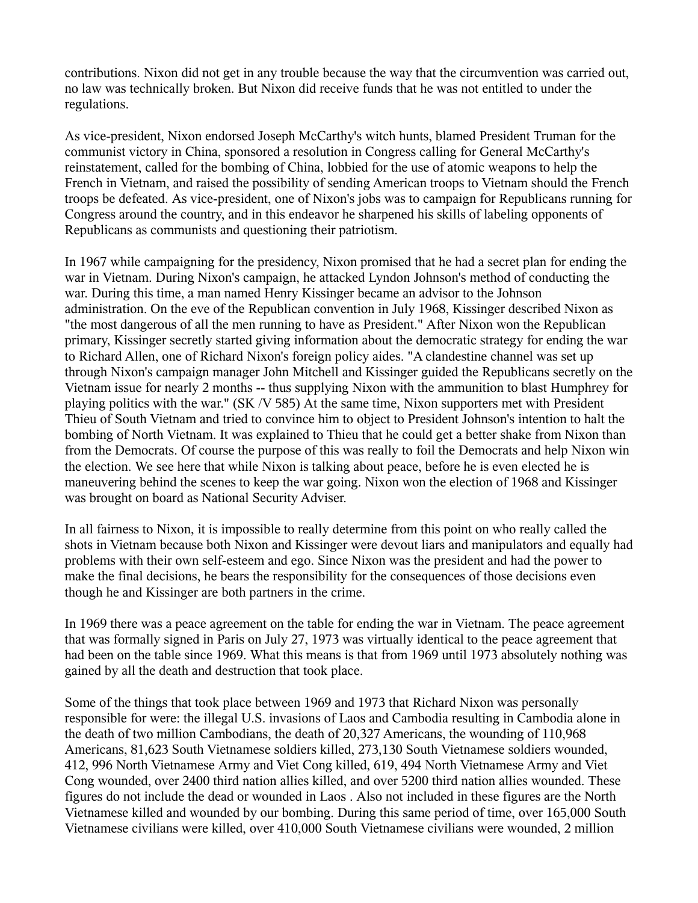contributions. Nixon did not get in any trouble because the way that the circumvention was carried out, no law was technically broken. But Nixon did receive funds that he was not entitled to under the regulations.

As vice-president, Nixon endorsed Joseph McCarthy's witch hunts, blamed President Truman for the communist victory in China, sponsored a resolution in Congress calling for General McCarthy's reinstatement, called for the bombing of China, lobbied for the use of atomic weapons to help the French in Vietnam, and raised the possibility of sending American troops to Vietnam should the French troops be defeated. As vice-president, one of Nixon's jobs was to campaign for Republicans running for Congress around the country, and in this endeavor he sharpened his skills of labeling opponents of Republicans as communists and questioning their patriotism.

In 1967 while campaigning for the presidency, Nixon promised that he had a secret plan for ending the war in Vietnam. During Nixon's campaign, he attacked Lyndon Johnson's method of conducting the war. During this time, a man named Henry Kissinger became an advisor to the Johnson administration. On the eve of the Republican convention in July 1968, Kissinger described Nixon as "the most dangerous of all the men running to have as President." After Nixon won the Republican primary, Kissinger secretly started giving information about the democratic strategy for ending the war to Richard Allen, one of Richard Nixon's foreign policy aides. "A clandestine channel was set up through Nixon's campaign manager John Mitchell and Kissinger guided the Republicans secretly on the Vietnam issue for nearly 2 months -- thus supplying Nixon with the ammunition to blast Humphrey for playing politics with the war." (SK /V 585) At the same time, Nixon supporters met with President Thieu of South Vietnam and tried to convince him to object to President Johnson's intention to halt the bombing of North Vietnam. It was explained to Thieu that he could get a better shake from Nixon than from the Democrats. Of course the purpose of this was really to foil the Democrats and help Nixon win the election. We see here that while Nixon is talking about peace, before he is even elected he is maneuvering behind the scenes to keep the war going. Nixon won the election of 1968 and Kissinger was brought on board as National Security Adviser.

In all fairness to Nixon, it is impossible to really determine from this point on who really called the shots in Vietnam because both Nixon and Kissinger were devout liars and manipulators and equally had problems with their own self-esteem and ego. Since Nixon was the president and had the power to make the final decisions, he bears the responsibility for the consequences of those decisions even though he and Kissinger are both partners in the crime.

In 1969 there was a peace agreement on the table for ending the war in Vietnam. The peace agreement that was formally signed in Paris on July 27, 1973 was virtually identical to the peace agreement that had been on the table since 1969. What this means is that from 1969 until 1973 absolutely nothing was gained by all the death and destruction that took place.

Some of the things that took place between 1969 and 1973 that Richard Nixon was personally responsible for were: the illegal U.S. invasions of Laos and Cambodia resulting in Cambodia alone in the death of two million Cambodians, the death of 20,327 Americans, the wounding of 110,968 Americans, 81,623 South Vietnamese soldiers killed, 273,130 South Vietnamese soldiers wounded, 412, 996 North Vietnamese Army and Viet Cong killed, 619, 494 North Vietnamese Army and Viet Cong wounded, over 2400 third nation allies killed, and over 5200 third nation allies wounded. These figures do not include the dead or wounded in Laos . Also not included in these figures are the North Vietnamese killed and wounded by our bombing. During this same period of time, over 165,000 South Vietnamese civilians were killed, over 410,000 South Vietnamese civilians were wounded, 2 million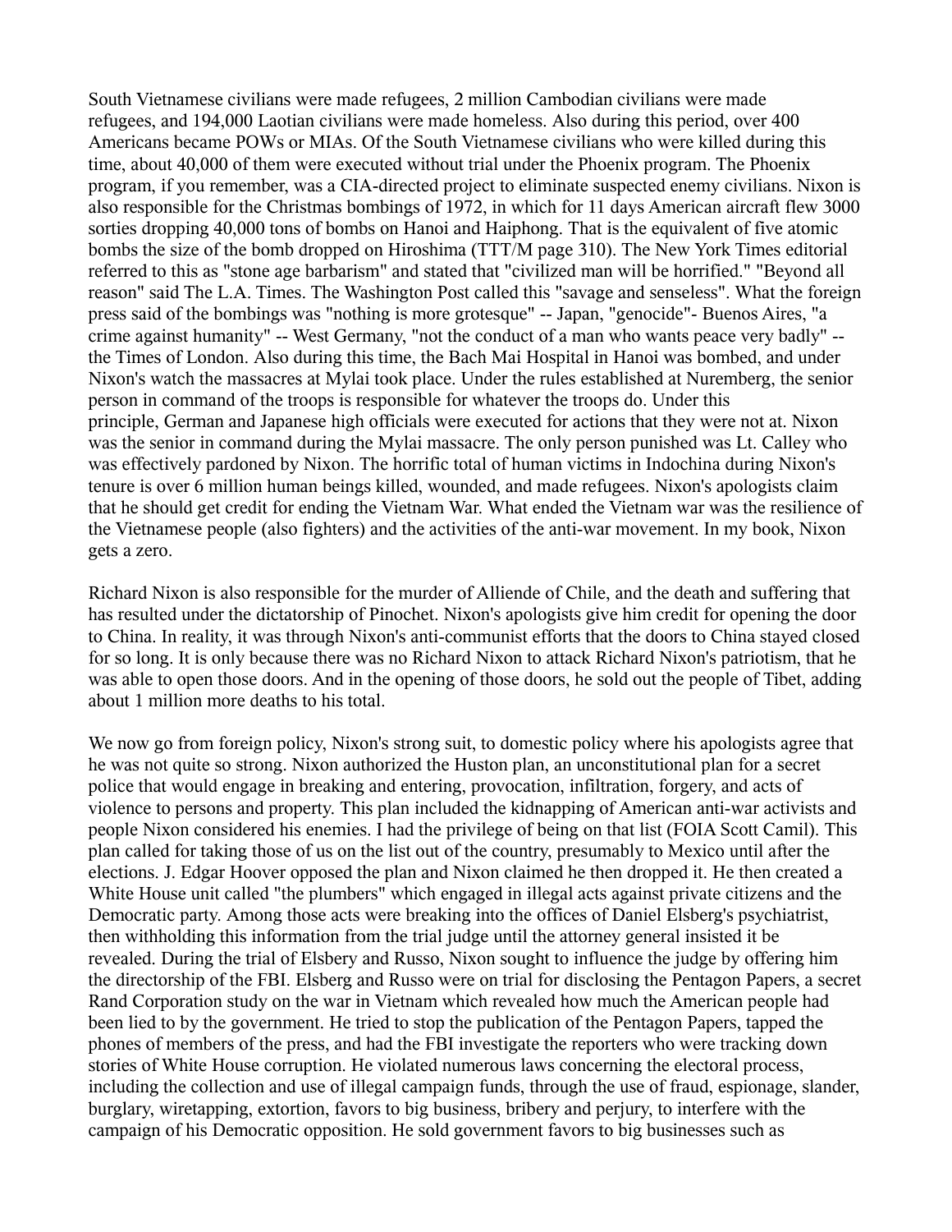South Vietnamese civilians were made refugees, 2 million Cambodian civilians were made refugees, and 194,000 Laotian civilians were made homeless. Also during this period, over 400 Americans became POWs or MIAs. Of the South Vietnamese civilians who were killed during this time, about 40,000 of them were executed without trial under the Phoenix program. The Phoenix program, if you remember, was a CIA-directed project to eliminate suspected enemy civilians. Nixon is also responsible for the Christmas bombings of 1972, in which for 11 days American aircraft flew 3000 sorties dropping 40,000 tons of bombs on Hanoi and Haiphong. That is the equivalent of five atomic bombs the size of the bomb dropped on Hiroshima (TTT/M page 310). The New York Times editorial referred to this as "stone age barbarism" and stated that "civilized man will be horrified." "Beyond all reason" said The L.A. Times. The Washington Post called this "savage and senseless". What the foreign press said of the bombings was "nothing is more grotesque" -- Japan, "genocide"- Buenos Aires, "a crime against humanity" -- West Germany, "not the conduct of a man who wants peace very badly" -- the Times of London. Also during this time, the Bach Mai Hospital in Hanoi was bombed, and under Nixon's watch the massacres at Mylai took place. Under the rules established at Nuremberg, the senior person in command of the troops is responsible for whatever the troops do. Under this principle, German and Japanese high officials were executed for actions that they were not at. Nixon was the senior in command during the Mylai massacre. The only person punished was Lt. Calley who was effectively pardoned by Nixon. The horrific total of human victims in Indochina during Nixon's tenure is over 6 million human beings killed, wounded, and made refugees. Nixon's apologists claim that he should get credit for ending the Vietnam War. What ended the Vietnam war was the resilience of the Vietnamese people (also fighters) and the activities of the anti-war movement. In my book, Nixon gets a zero.

Richard Nixon is also responsible for the murder of Alliende of Chile, and the death and suffering that has resulted under the dictatorship of Pinochet. Nixon's apologists give him credit for opening the door to China. In reality, it was through Nixon's anti-communist efforts that the doors to China stayed closed for so long. It is only because there was no Richard Nixon to attack Richard Nixon's patriotism, that he was able to open those doors. And in the opening of those doors, he sold out the people of Tibet, adding about 1 million more deaths to his total.

We now go from foreign policy, Nixon's strong suit, to domestic policy where his apologists agree that he was not quite so strong. Nixon authorized the Huston plan, an unconstitutional plan for a secret police that would engage in breaking and entering, provocation, infiltration, forgery, and acts of violence to persons and property. This plan included the kidnapping of American anti-war activists and people Nixon considered his enemies. I had the privilege of being on that list (FOIA Scott Camil). This plan called for taking those of us on the list out of the country, presumably to Mexico until after the elections. J. Edgar Hoover opposed the plan and Nixon claimed he then dropped it. He then created a White House unit called "the plumbers" which engaged in illegal acts against private citizens and the Democratic party. Among those acts were breaking into the offices of Daniel Elsberg's psychiatrist, then withholding this information from the trial judge until the attorney general insisted it be revealed. During the trial of Elsbery and Russo, Nixon sought to influence the judge by offering him the directorship of the FBI. Elsberg and Russo were on trial for disclosing the Pentagon Papers, a secret Rand Corporation study on the war in Vietnam which revealed how much the American people had been lied to by the government. He tried to stop the publication of the Pentagon Papers, tapped the phones of members of the press, and had the FBI investigate the reporters who were tracking down stories of White House corruption. He violated numerous laws concerning the electoral process, including the collection and use of illegal campaign funds, through the use of fraud, espionage, slander, burglary, wiretapping, extortion, favors to big business, bribery and perjury, to interfere with the campaign of his Democratic opposition. He sold government favors to big businesses such as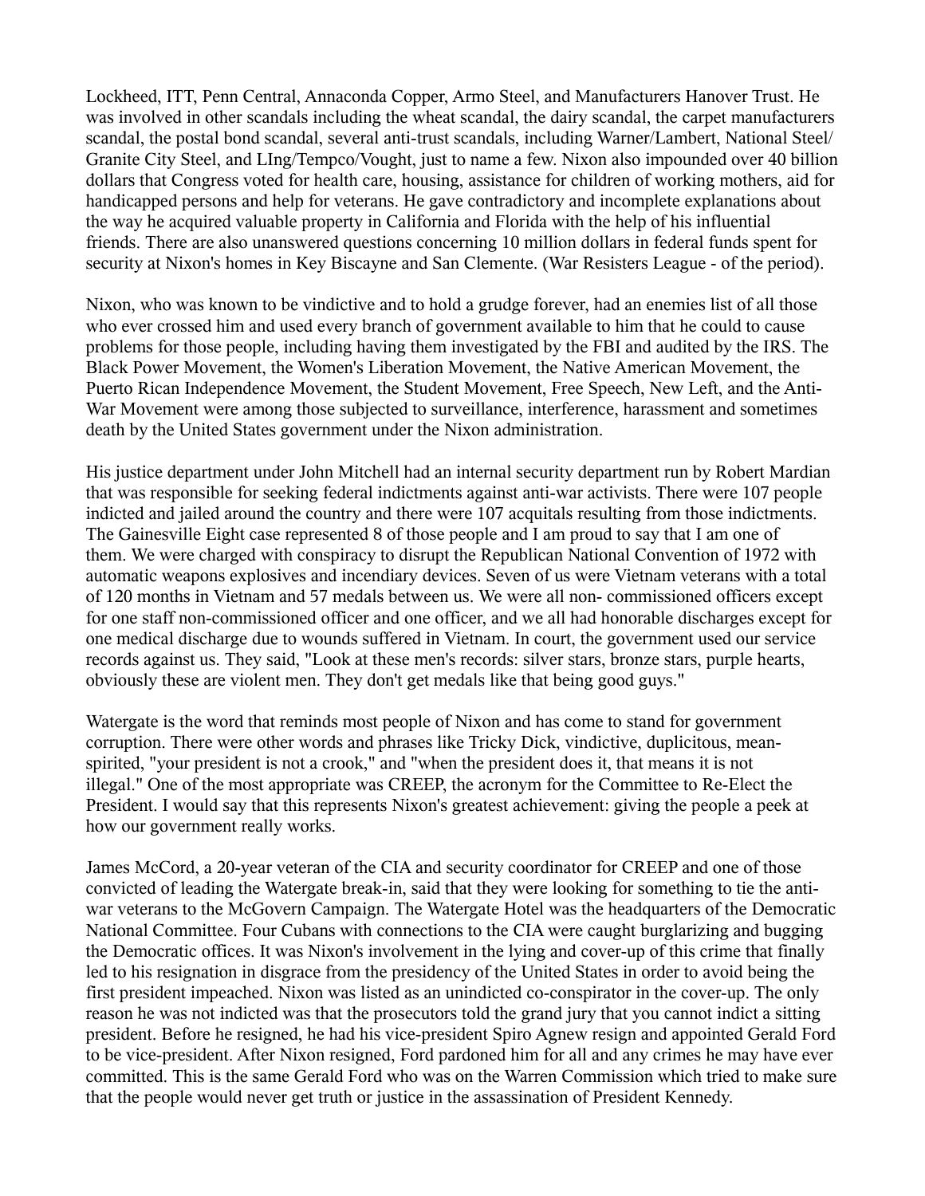Lockheed, ITT, Penn Central, Annaconda Copper, Armo Steel, and Manufacturers Hanover Trust. He was involved in other scandals including the wheat scandal, the dairy scandal, the carpet manufacturers scandal, the postal bond scandal, several anti-trust scandals, including Warner/Lambert, National Steel/ Granite City Steel, and LIng/Tempco/Vought, just to name a few. Nixon also impounded over 40 billion dollars that Congress voted for health care, housing, assistance for children of working mothers, aid for handicapped persons and help for veterans. He gave contradictory and incomplete explanations about the way he acquired valuable property in California and Florida with the help of his influential friends. There are also unanswered questions concerning 10 million dollars in federal funds spent for security at Nixon's homes in Key Biscayne and San Clemente. (War Resisters League - of the period).

Nixon, who was known to be vindictive and to hold a grudge forever, had an enemies list of all those who ever crossed him and used every branch of government available to him that he could to cause problems for those people, including having them investigated by the FBI and audited by the IRS. The Black Power Movement, the Women's Liberation Movement, the Native American Movement, the Puerto Rican Independence Movement, the Student Movement, Free Speech, New Left, and the Anti-War Movement were among those subjected to surveillance, interference, harassment and sometimes death by the United States government under the Nixon administration.

His justice department under John Mitchell had an internal security department run by Robert Mardian that was responsible for seeking federal indictments against anti-war activists. There were 107 people indicted and jailed around the country and there were 107 acquitals resulting from those indictments. The Gainesville Eight case represented 8 of those people and I am proud to say that I am one of them. We were charged with conspiracy to disrupt the Republican National Convention of 1972 with automatic weapons explosives and incendiary devices. Seven of us were Vietnam veterans with a total of 120 months in Vietnam and 57 medals between us. We were all non- commissioned officers except for one staff non-commissioned officer and one officer, and we all had honorable discharges except for one medical discharge due to wounds suffered in Vietnam. In court, the government used our service records against us. They said, "Look at these men's records: silver stars, bronze stars, purple hearts, obviously these are violent men. They don't get medals like that being good guys."

Watergate is the word that reminds most people of Nixon and has come to stand for government corruption. There were other words and phrases like Tricky Dick, vindictive, duplicitous, mean-spirited, "your president is not a crook," and "when the president does it, that means it is not illegal." One of the most appropriate was CREEP, the acronym for the Committee to Re-Elect the President. I would say that this represents Nixon's greatest achievement: giving the people a peek at how our government really works.

James McCord, a 20-year veteran of the CIA and security coordinator for CREEP and one of those convicted of leading the Watergate break-in, said that they were looking for something to tie the anti-war veterans to the McGovern Campaign. The Watergate Hotel was the headquarters of the Democratic National Committee. Four Cubans with connections to the CIA were caught burglarizing and bugging the Democratic offices. It was Nixon's involvement in the lying and cover-up of this crime that finally led to his resignation in disgrace from the presidency of the United States in order to avoid being the first president impeached. Nixon was listed as an unindicted co-conspirator in the cover-up. The only reason he was not indicted was that the prosecutors told the grand jury that you cannot indict a sitting president. Before he resigned, he had his vice-president Spiro Agnew resign and appointed Gerald Ford to be vice-president. After Nixon resigned, Ford pardoned him for all and any crimes he may have ever committed. This is the same Gerald Ford who was on the Warren Commission which tried to make sure that the people would never get truth or justice in the assassination of President Kennedy.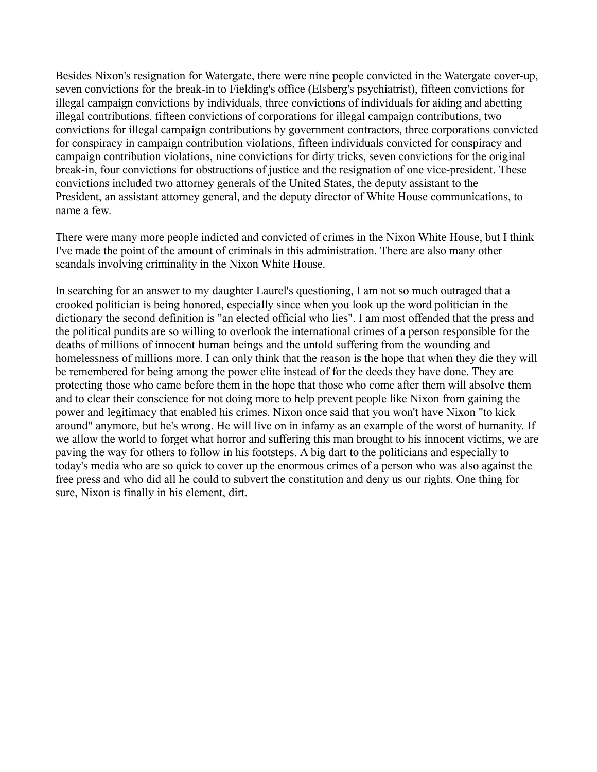Besides Nixon's resignation for Watergate, there were nine people convicted in the Watergate cover-up, seven convictions for the break-in to Fielding's office (Elsberg's psychiatrist), fifteen convictions for illegal campaign convictions by individuals, three convictions of individuals for aiding and abetting illegal contributions, fifteen convictions of corporations for illegal campaign contributions, two convictions for illegal campaign contributions by government contractors, three corporations convicted for conspiracy in campaign contribution violations, fifteen individuals convicted for conspiracy and campaign contribution violations, nine convictions for dirty tricks, seven convictions for the original break-in, four convictions for obstructions of justice and the resignation of one vice-president. These convictions included two attorney generals of the United States, the deputy assistant to the President, an assistant attorney general, and the deputy director of White House communications, to name a few.

There were many more people indicted and convicted of crimes in the Nixon White House, but I think I've made the point of the amount of criminals in this administration. There are also many other scandals involving criminality in the Nixon White House.

In searching for an answer to my daughter Laurel's questioning, I am not so much outraged that a crooked politician is being honored, especially since when you look up the word politician in the dictionary the second definition is "an elected official who lies". I am most offended that the press and the political pundits are so willing to overlook the international crimes of a person responsible for the deaths of millions of innocent human beings and the untold suffering from the wounding and homelessness of millions more. I can only think that the reason is the hope that when they die they will be remembered for being among the power elite instead of for the deeds they have done. They are protecting those who came before them in the hope that those who come after them will absolve them and to clear their conscience for not doing more to help prevent people like Nixon from gaining the power and legitimacy that enabled his crimes. Nixon once said that you won't have Nixon "to kick around" anymore, but he's wrong. He will live on in infamy as an example of the worst of humanity. If we allow the world to forget what horror and suffering this man brought to his innocent victims, we are paving the way for others to follow in his footsteps. A big dart to the politicians and especially to today's media who are so quick to cover up the enormous crimes of a person who was also against the free press and who did all he could to subvert the constitution and deny us our rights. One thing for sure, Nixon is finally in his element, dirt.